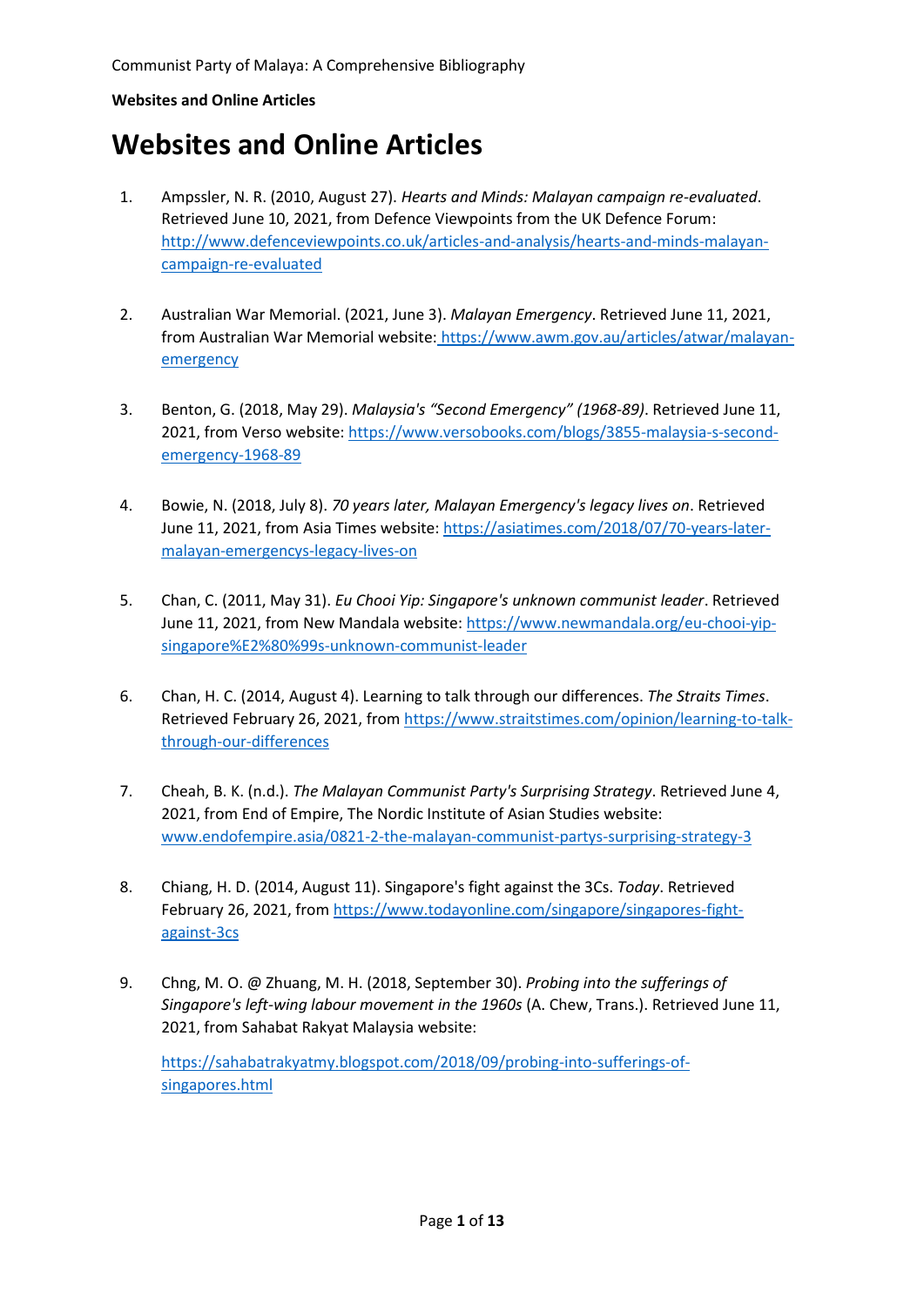# Websites and Online Articles

1. Ampssler, N. R. (2010, August 27). *Hearts and Minds: Malayan campaign re-evaluated*. Retrieved June 10, 2021, from Defence Viewpoints from the UK Defence Forum: http://www.defenceviewpoints.co.uk/articles-and-analysis/hearts-and-minds-malayan-campaign-re-evaluated

2. Australian War Memorial. (2021, June 3). *Malayan Emergency*. Retrieved June 11, 2021, from Australian War Memorial website: https://www.awm.gov.au/articles/atwar/malayan-emergency

3. Benton, G. (2018, May 29). *Malaysia's "Second Emergency" (1968-89)*. Retrieved June 11, 2021, from Verso website: https://www.versobooks.com/blogs/3855-malaysia-s-second-emergency-1968-89

4. Bowie, N. (2018, July 8). *70 years later, Malayan Emergency's legacy lives on*. Retrieved June 11, 2021, from Asia Times website: https://asiatimes.com/2018/07/70-years-later-malayan-emergencys-legacy-lives-on

5. Chan, C. (2011, May 31). *Eu Chooi Yip: Singapore's unknown communist leader*. Retrieved June 11, 2021, from New Mandala website: https://www.newmandala.org/eu-chooi-yip-singapore%E2%80%99s-unknown-communist-leader

6. Chan, H. C. (2014, August 4). Learning to talk through our differences. *The Straits Times*. Retrieved February 26, 2021, from https://www.straitstimes.com/opinion/learning-to-talk-through-our-differences

7. Cheah, B. K. (n.d.). *The Malayan Communist Party's Surprising Strategy*. Retrieved June 4, 2021, from End of Empire, The Nordic Institute of Asian Studies website: www.endofempire.asia/0821-2-the-malayan-communist-partys-surprising-strategy-3

8. Chiang, H. D. (2014, August 11). Singapore's fight against the 3Cs. *Today*. Retrieved February 26, 2021, from https://www.todayonline.com/singapore/singapores-fight-against-3cs

9. Chng, M. O. @ Zhuang, M. H. (2018, September 30). *Probing into the sufferings of Singapore's left-wing labour movement in the 1960s* (A. Chew, Trans.). Retrieved June 11, 2021, from Sahabat Rakyat Malaysia website:

   https://sahabatrakyatmy.blogspot.com/2018/09/probing-into-sufferings-of-singapores.html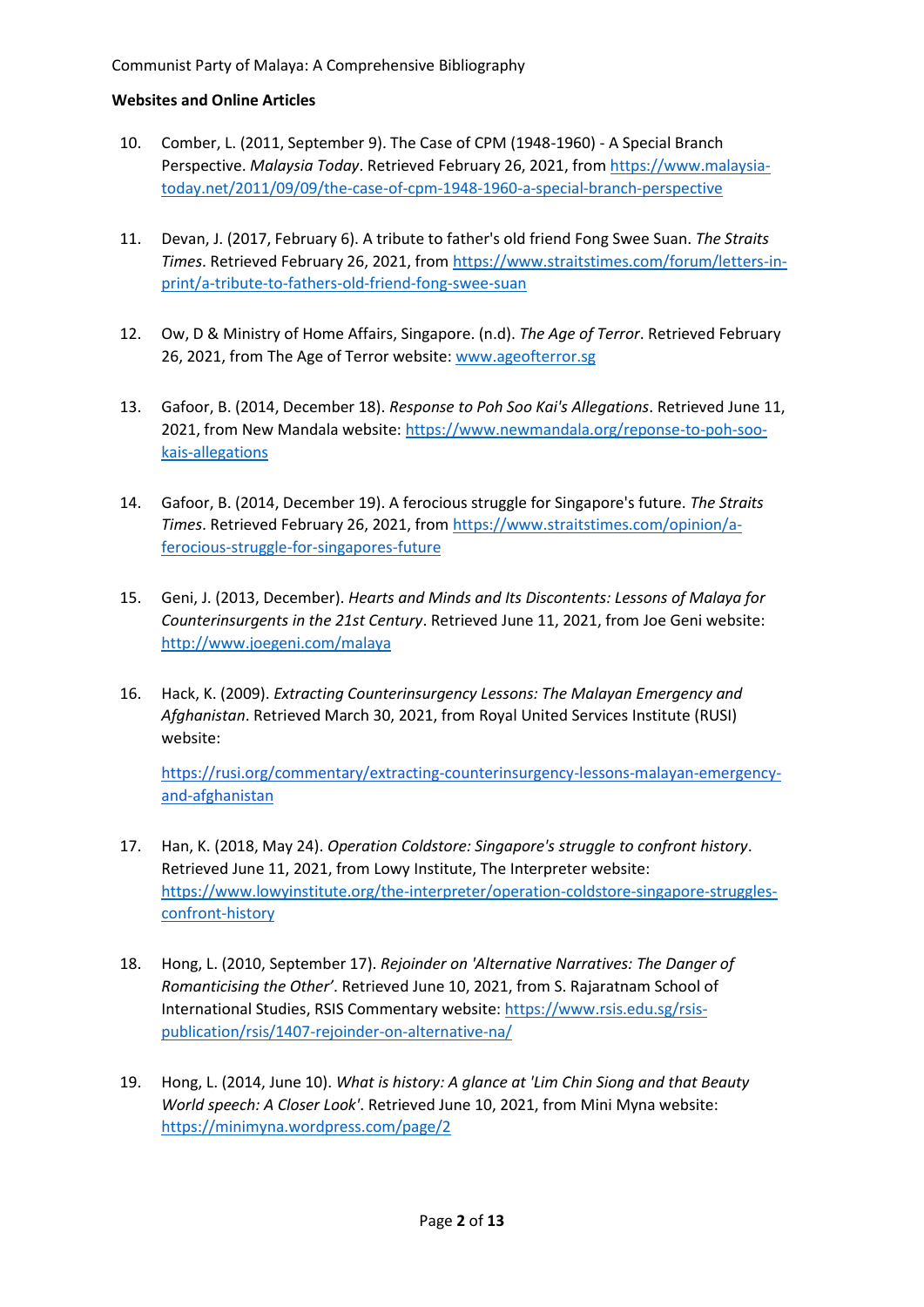**Websites and Online Articles**

10. Comber, L. (2011, September 9). The Case of CPM (1948-1960) - A Special Branch Perspective. *Malaysia Today*. Retrieved February 26, 2021, from https://www.malaysia-today.net/2011/09/09/the-case-of-cpm-1948-1960-a-special-branch-perspective

11. Devan, J. (2017, February 6). A tribute to father's old friend Fong Swee Suan. *The Straits Times*. Retrieved February 26, 2021, from https://www.straitstimes.com/forum/letters-in-print/a-tribute-to-fathers-old-friend-fong-swee-suan

12. Ow, D & Ministry of Home Affairs, Singapore. (n.d). *The Age of Terror*. Retrieved February 26, 2021, from The Age of Terror website: www.ageofterror.sg

13. Gafoor, B. (2014, December 18). *Response to Poh Soo Kai's Allegations*. Retrieved June 11, 2021, from New Mandala website: https://www.newmandala.org/reponse-to-poh-soo-kais-allegations

14. Gafoor, B. (2014, December 19). A ferocious struggle for Singapore's future. *The Straits Times*. Retrieved February 26, 2021, from https://www.straitstimes.com/opinion/a-ferocious-struggle-for-singapores-future

15. Geni, J. (2013, December). *Hearts and Minds and Its Discontents: Lessons of Malaya for Counterinsurgents in the 21st Century*. Retrieved June 11, 2021, from Joe Geni website: http://www.joegeni.com/malaya

16. Hack, K. (2009). *Extracting Counterinsurgency Lessons: The Malayan Emergency and Afghanistan*. Retrieved March 30, 2021, from Royal United Services Institute (RUSI) website:

    https://rusi.org/commentary/extracting-counterinsurgency-lessons-malayan-emergency-and-afghanistan

17. Han, K. (2018, May 24). *Operation Coldstore: Singapore's struggle to confront history*. Retrieved June 11, 2021, from Lowy Institute, The Interpreter website: https://www.lowyinstitute.org/the-interpreter/operation-coldstore-singapore-struggles-confront-history

18. Hong, L. (2010, September 17). *Rejoinder on 'Alternative Narratives: The Danger of Romanticising the Other'*. Retrieved June 10, 2021, from S. Rajaratnam School of International Studies, RSIS Commentary website: https://www.rsis.edu.sg/rsis-publication/rsis/1407-rejoinder-on-alternative-na/

19. Hong, L. (2014, June 10). *What is history: A glance at 'Lim Chin Siong and that Beauty World speech: A Closer Look'*. Retrieved June 10, 2021, from Mini Myna website: https://minimyna.wordpress.com/page/2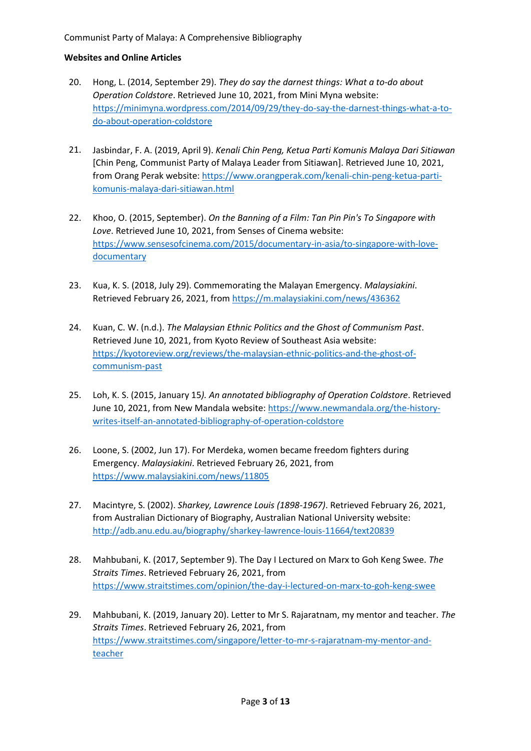**Websites and Online Articles**

20. Hong, L. (2014, September 29). *They do say the darnest things: What a to-do about Operation Coldstore*. Retrieved June 10, 2021, from Mini Myna website: https://minimyna.wordpress.com/2014/09/29/they-do-say-the-darnest-things-what-a-to-do-about-operation-coldstore

21. Jasbindar, F. A. (2019, April 9). *Kenali Chin Peng, Ketua Parti Komunis Malaya Dari Sitiawan* [Chin Peng, Communist Party of Malaya Leader from Sitiawan]. Retrieved June 10, 2021, from Orang Perak website: https://www.orangperak.com/kenali-chin-peng-ketua-parti-komunis-malaya-dari-sitiawan.html

22. Khoo, O. (2015, September). *On the Banning of a Film: Tan Pin Pin's To Singapore with Love*. Retrieved June 10, 2021, from Senses of Cinema website: https://www.sensesofcinema.com/2015/documentary-in-asia/to-singapore-with-love-documentary

23. Kua, K. S. (2018, July 29). Commemorating the Malayan Emergency. *Malaysiakini*. Retrieved February 26, 2021, from https://m.malaysiakini.com/news/436362

24. Kuan, C. W. (n.d.). *The Malaysian Ethnic Politics and the Ghost of Communism Past*. Retrieved June 10, 2021, from Kyoto Review of Southeast Asia website: https://kyotoreview.org/reviews/the-malaysian-ethnic-politics-and-the-ghost-of-communism-past

25. Loh, K. S. (2015, January 15*). An annotated bibliography of Operation Coldstore*. Retrieved June 10, 2021, from New Mandala website: https://www.newmandala.org/the-history-writes-itself-an-annotated-bibliography-of-operation-coldstore

26. Loone, S. (2002, Jun 17). For Merdeka, women became freedom fighters during Emergency. *Malaysiakini*. Retrieved February 26, 2021, from https://www.malaysiakini.com/news/11805

27. Macintyre, S. (2002). *Sharkey, Lawrence Louis (1898-1967)*. Retrieved February 26, 2021, from Australian Dictionary of Biography, Australian National University website: http://adb.anu.edu.au/biography/sharkey-lawrence-louis-11664/text20839

28. Mahbubani, K. (2017, September 9). The Day I Lectured on Marx to Goh Keng Swee. *The Straits Times*. Retrieved February 26, 2021, from https://www.straitstimes.com/opinion/the-day-i-lectured-on-marx-to-goh-keng-swee

29. Mahbubani, K. (2019, January 20). Letter to Mr S. Rajaratnam, my mentor and teacher. *The Straits Times*. Retrieved February 26, 2021, from https://www.straitstimes.com/singapore/letter-to-mr-s-rajaratnam-my-mentor-and-teacher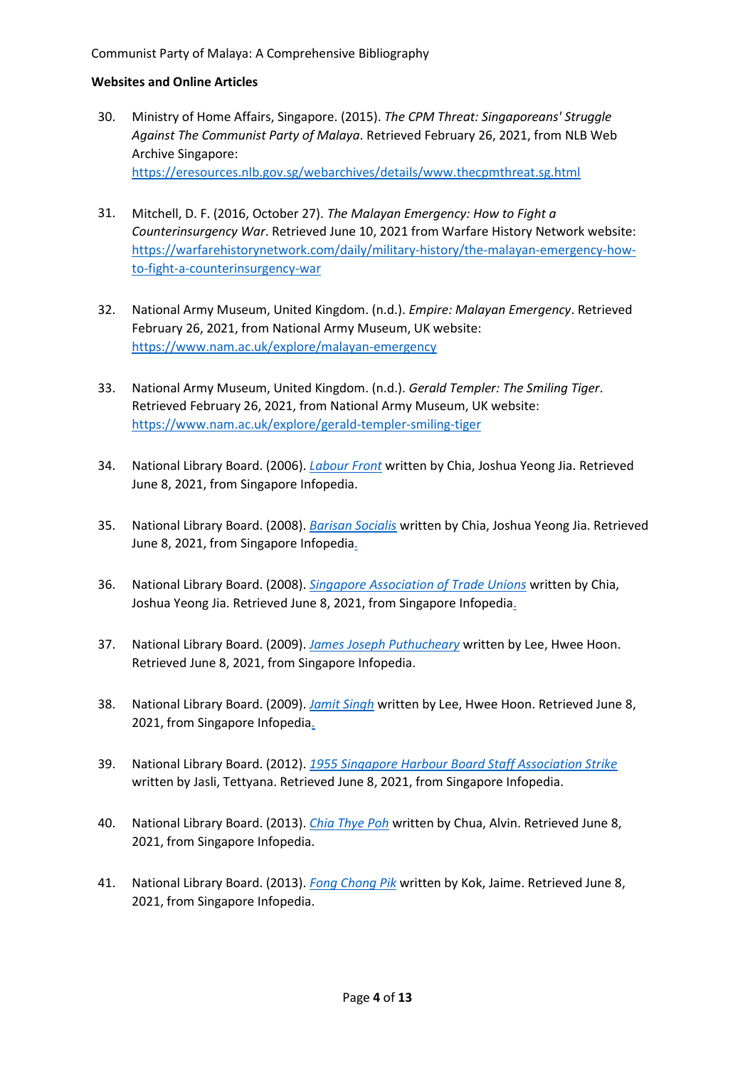**Websites and Online Articles**

30. Ministry of Home Affairs, Singapore. (2015). *The CPM Threat: Singaporeans' Struggle Against The Communist Party of Malaya*. Retrieved February 26, 2021, from NLB Web Archive Singapore: https://eresources.nlb.gov.sg/webarchives/details/www.thecpmthreat.sg.html

31. Mitchell, D. F. (2016, October 27). *The Malayan Emergency: How to Fight a Counterinsurgency War*. Retrieved June 10, 2021 from Warfare History Network website: https://warfarehistorynetwork.com/daily/military-history/the-malayan-emergency-how-to-fight-a-counterinsurgency-war

32. National Army Museum, United Kingdom. (n.d.). *Empire: Malayan Emergency*. Retrieved February 26, 2021, from National Army Museum, UK website: https://www.nam.ac.uk/explore/malayan-emergency

33. National Army Museum, United Kingdom. (n.d.). *Gerald Templer: The Smiling Tiger*. Retrieved February 26, 2021, from National Army Museum, UK website: https://www.nam.ac.uk/explore/gerald-templer-smiling-tiger

34. National Library Board. (2006). *Labour Front* written by Chia, Joshua Yeong Jia. Retrieved June 8, 2021, from Singapore Infopedia.

35. National Library Board. (2008). *Barisan Socialis* written by Chia, Joshua Yeong Jia. Retrieved June 8, 2021, from Singapore Infopedia.

36. National Library Board. (2008). *Singapore Association of Trade Unions* written by Chia, Joshua Yeong Jia. Retrieved June 8, 2021, from Singapore Infopedia.

37. National Library Board. (2009). *James Joseph Puthucheary* written by Lee, Hwee Hoon. Retrieved June 8, 2021, from Singapore Infopedia.

38. National Library Board. (2009). *Jamit Singh* written by Lee, Hwee Hoon. Retrieved June 8, 2021, from Singapore Infopedia.

39. National Library Board. (2012). *1955 Singapore Harbour Board Staff Association Strike* written by Jasli, Tettyana. Retrieved June 8, 2021, from Singapore Infopedia.

40. National Library Board. (2013). *Chia Thye Poh* written by Chua, Alvin. Retrieved June 8, 2021, from Singapore Infopedia.

41. National Library Board. (2013). *Fong Chong Pik* written by Kok, Jaime. Retrieved June 8, 2021, from Singapore Infopedia.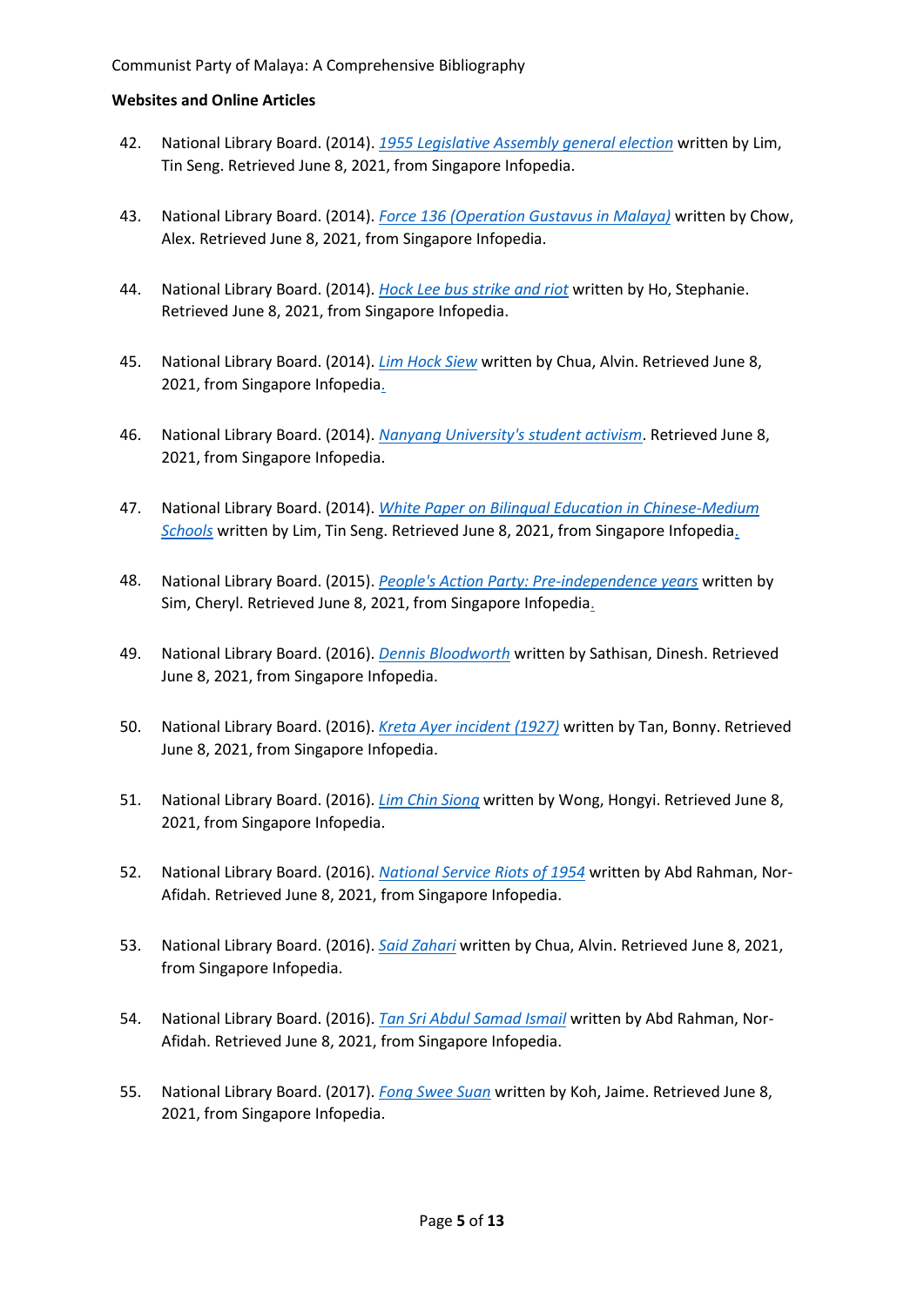**Websites and Online Articles**

42. National Library Board. (2014). *1955 Legislative Assembly general election* written by Lim, Tin Seng. Retrieved June 8, 2021, from Singapore Infopedia.

43. National Library Board. (2014). *Force 136 (Operation Gustavus in Malaya)* written by Chow, Alex. Retrieved June 8, 2021, from Singapore Infopedia.

44. National Library Board. (2014). *Hock Lee bus strike and riot* written by Ho, Stephanie. Retrieved June 8, 2021, from Singapore Infopedia.

45. National Library Board. (2014). *Lim Hock Siew* written by Chua, Alvin. Retrieved June 8, 2021, from Singapore Infopedia.

46. National Library Board. (2014). *Nanyang University's student activism*. Retrieved June 8, 2021, from Singapore Infopedia.

47. National Library Board. (2014). *White Paper on Bilingual Education in Chinese-Medium Schools* written by Lim, Tin Seng. Retrieved June 8, 2021, from Singapore Infopedia.

48. National Library Board. (2015). *People's Action Party: Pre-independence years* written by Sim, Cheryl. Retrieved June 8, 2021, from Singapore Infopedia.

49. National Library Board. (2016). *Dennis Bloodworth* written by Sathisan, Dinesh. Retrieved June 8, 2021, from Singapore Infopedia.

50. National Library Board. (2016). *Kreta Ayer incident (1927)* written by Tan, Bonny. Retrieved June 8, 2021, from Singapore Infopedia.

51. National Library Board. (2016). *Lim Chin Siong* written by Wong, Hongyi. Retrieved June 8, 2021, from Singapore Infopedia.

52. National Library Board. (2016). *National Service Riots of 1954* written by Abd Rahman, Nor-Afidah. Retrieved June 8, 2021, from Singapore Infopedia.

53. National Library Board. (2016). *Said Zahari* written by Chua, Alvin. Retrieved June 8, 2021, from Singapore Infopedia.

54. National Library Board. (2016). *Tan Sri Abdul Samad Ismail* written by Abd Rahman, Nor-Afidah. Retrieved June 8, 2021, from Singapore Infopedia.

55. National Library Board. (2017). *Fong Swee Suan* written by Koh, Jaime. Retrieved June 8, 2021, from Singapore Infopedia.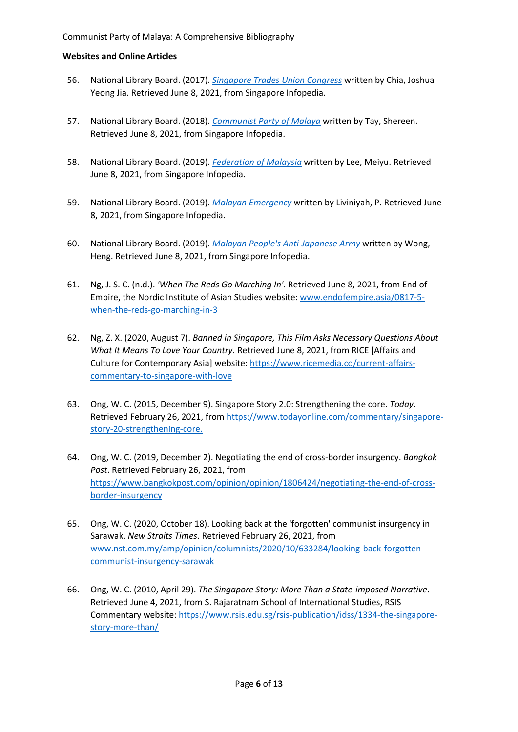**Websites and Online Articles**

56. National Library Board. (2017). *Singapore Trades Union Congress* written by Chia, Joshua Yeong Jia. Retrieved June 8, 2021, from Singapore Infopedia.

57. National Library Board. (2018). *Communist Party of Malaya* written by Tay, Shereen. Retrieved June 8, 2021, from Singapore Infopedia.

58. National Library Board. (2019). *Federation of Malaysia* written by Lee, Meiyu. Retrieved June 8, 2021, from Singapore Infopedia.

59. National Library Board. (2019). *Malayan Emergency* written by Liviniyah, P. Retrieved June 8, 2021, from Singapore Infopedia.

60. National Library Board. (2019). *Malayan People's Anti-Japanese Army* written by Wong, Heng. Retrieved June 8, 2021, from Singapore Infopedia.

61. Ng, J. S. C. (n.d.). *'When The Reds Go Marching In'*. Retrieved June 8, 2021, from End of Empire, the Nordic Institute of Asian Studies website: www.endofempire.asia/0817-5-when-the-reds-go-marching-in-3

62. Ng, Z. X. (2020, August 7). *Banned in Singapore, This Film Asks Necessary Questions About What It Means To Love Your Country*. Retrieved June 8, 2021, from RICE [Affairs and Culture for Contemporary Asia] website: https://www.ricemedia.co/current-affairs-commentary-to-singapore-with-love

63. Ong, W. C. (2015, December 9). Singapore Story 2.0: Strengthening the core. *Today*. Retrieved February 26, 2021, from https://www.todayonline.com/commentary/singapore-story-20-strengthening-core.

64. Ong, W. C. (2019, December 2). Negotiating the end of cross-border insurgency. *Bangkok Post*. Retrieved February 26, 2021, from https://www.bangkokpost.com/opinion/opinion/1806424/negotiating-the-end-of-cross-border-insurgency

65. Ong, W. C. (2020, October 18). Looking back at the 'forgotten' communist insurgency in Sarawak. *New Straits Times*. Retrieved February 26, 2021, from www.nst.com.my/amp/opinion/columnists/2020/10/633284/looking-back-forgotten-communist-insurgency-sarawak

66. Ong, W. C. (2010, April 29). *The Singapore Story: More Than a State-imposed Narrative*. Retrieved June 4, 2021, from S. Rajaratnam School of International Studies, RSIS Commentary website: https://www.rsis.edu.sg/rsis-publication/idss/1334-the-singapore-story-more-than/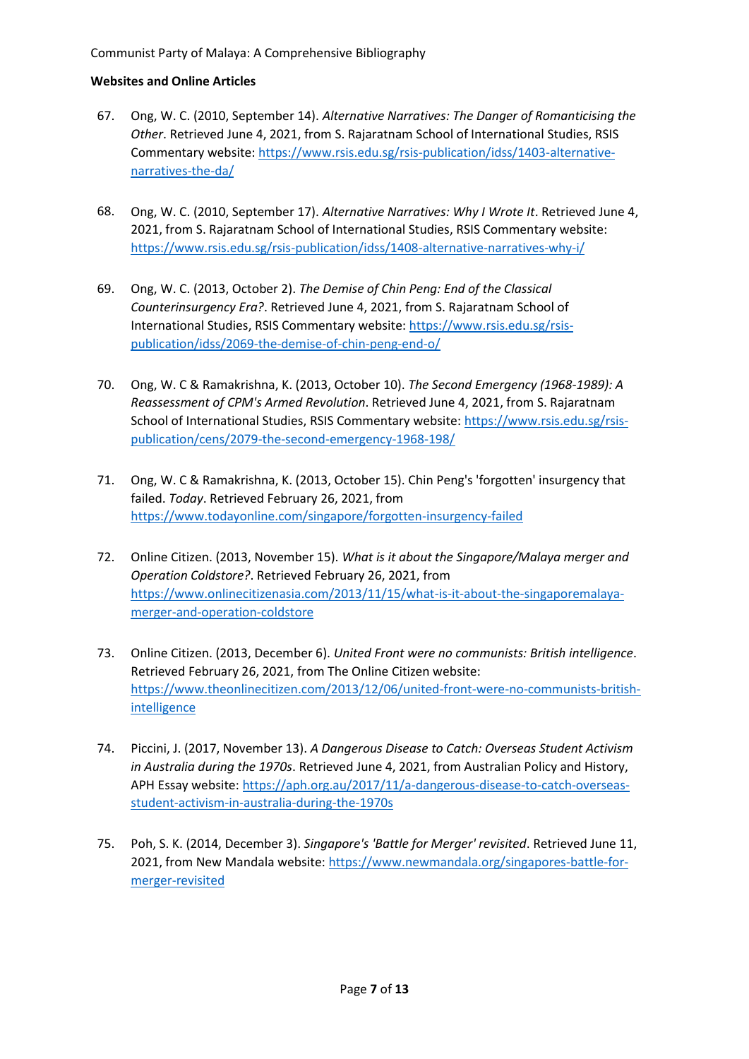**Websites and Online Articles**

67. Ong, W. C. (2010, September 14). *Alternative Narratives: The Danger of Romanticising the Other*. Retrieved June 4, 2021, from S. Rajaratnam School of International Studies, RSIS Commentary website: https://www.rsis.edu.sg/rsis-publication/idss/1403-alternative-narratives-the-da/

68. Ong, W. C. (2010, September 17). *Alternative Narratives: Why I Wrote It*. Retrieved June 4, 2021, from S. Rajaratnam School of International Studies, RSIS Commentary website: https://www.rsis.edu.sg/rsis-publication/idss/1408-alternative-narratives-why-i/

69. Ong, W. C. (2013, October 2). *The Demise of Chin Peng: End of the Classical Counterinsurgency Era?*. Retrieved June 4, 2021, from S. Rajaratnam School of International Studies, RSIS Commentary website: https://www.rsis.edu.sg/rsis-publication/idss/2069-the-demise-of-chin-peng-end-o/

70. Ong, W. C & Ramakrishna, K. (2013, October 10). *The Second Emergency (1968-1989): A Reassessment of CPM's Armed Revolution*. Retrieved June 4, 2021, from S. Rajaratnam School of International Studies, RSIS Commentary website: https://www.rsis.edu.sg/rsis-publication/cens/2079-the-second-emergency-1968-198/

71. Ong, W. C & Ramakrishna, K. (2013, October 15). Chin Peng's 'forgotten' insurgency that failed. *Today*. Retrieved February 26, 2021, from https://www.todayonline.com/singapore/forgotten-insurgency-failed

72. Online Citizen. (2013, November 15). *What is it about the Singapore/Malaya merger and Operation Coldstore?*. Retrieved February 26, 2021, from https://www.onlinecitizenasia.com/2013/11/15/what-is-it-about-the-singaporemalaya-merger-and-operation-coldstore

73. Online Citizen. (2013, December 6). *United Front were no communists: British intelligence*. Retrieved February 26, 2021, from The Online Citizen website: https://www.theonlinecitizen.com/2013/12/06/united-front-were-no-communists-british-intelligence

74. Piccini, J. (2017, November 13). *A Dangerous Disease to Catch: Overseas Student Activism in Australia during the 1970s*. Retrieved June 4, 2021, from Australian Policy and History, APH Essay website: https://aph.org.au/2017/11/a-dangerous-disease-to-catch-overseas-student-activism-in-australia-during-the-1970s

75. Poh, S. K. (2014, December 3). *Singapore's 'Battle for Merger' revisited*. Retrieved June 11, 2021, from New Mandala website: https://www.newmandala.org/singapores-battle-for-merger-revisited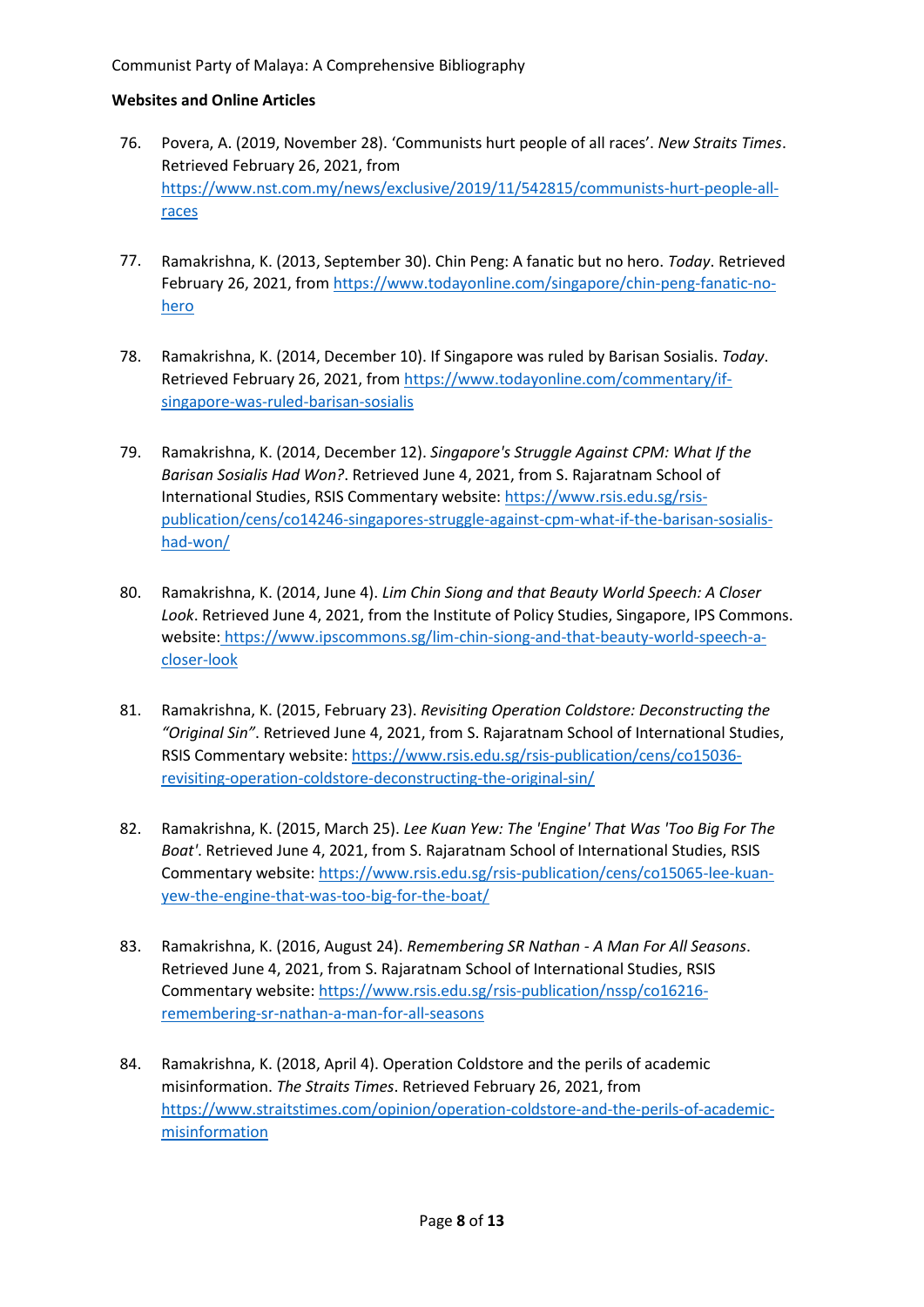**Websites and Online Articles**

76. Povera, A. (2019, November 28). 'Communists hurt people of all races'. *New Straits Times*. Retrieved February 26, 2021, from https://www.nst.com.my/news/exclusive/2019/11/542815/communists-hurt-people-all-races

77. Ramakrishna, K. (2013, September 30). Chin Peng: A fanatic but no hero. *Today*. Retrieved February 26, 2021, from https://www.todayonline.com/singapore/chin-peng-fanatic-no-hero

78. Ramakrishna, K. (2014, December 10). If Singapore was ruled by Barisan Sosialis. *Today*. Retrieved February 26, 2021, from https://www.todayonline.com/commentary/if-singapore-was-ruled-barisan-sosialis

79. Ramakrishna, K. (2014, December 12). *Singapore's Struggle Against CPM: What If the Barisan Sosialis Had Won?*. Retrieved June 4, 2021, from S. Rajaratnam School of International Studies, RSIS Commentary website: https://www.rsis.edu.sg/rsis-publication/cens/co14246-singapores-struggle-against-cpm-what-if-the-barisan-sosialis-had-won/

80. Ramakrishna, K. (2014, June 4). *Lim Chin Siong and that Beauty World Speech: A Closer Look*. Retrieved June 4, 2021, from the Institute of Policy Studies, Singapore, IPS Commons. website: https://www.ipscommons.sg/lim-chin-siong-and-that-beauty-world-speech-a-closer-look

81. Ramakrishna, K. (2015, February 23). *Revisiting Operation Coldstore: Deconstructing the "Original Sin"*. Retrieved June 4, 2021, from S. Rajaratnam School of International Studies, RSIS Commentary website: https://www.rsis.edu.sg/rsis-publication/cens/co15036-revisiting-operation-coldstore-deconstructing-the-original-sin/

82. Ramakrishna, K. (2015, March 25). *Lee Kuan Yew: The 'Engine' That Was 'Too Big For The Boat'*. Retrieved June 4, 2021, from S. Rajaratnam School of International Studies, RSIS Commentary website: https://www.rsis.edu.sg/rsis-publication/cens/co15065-lee-kuan-yew-the-engine-that-was-too-big-for-the-boat/

83. Ramakrishna, K. (2016, August 24). *Remembering SR Nathan - A Man For All Seasons*. Retrieved June 4, 2021, from S. Rajaratnam School of International Studies, RSIS Commentary website: https://www.rsis.edu.sg/rsis-publication/nssp/co16216-remembering-sr-nathan-a-man-for-all-seasons

84. Ramakrishna, K. (2018, April 4). Operation Coldstore and the perils of academic misinformation. *The Straits Times*. Retrieved February 26, 2021, from https://www.straitstimes.com/opinion/operation-coldstore-and-the-perils-of-academic-misinformation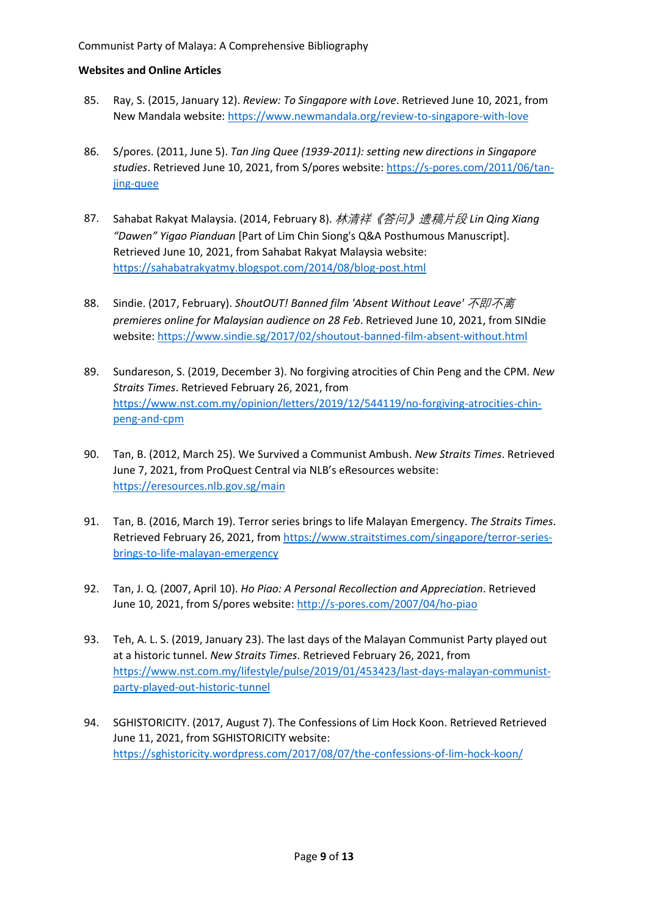**Websites and Online Articles**

85. Ray, S. (2015, January 12). *Review: To Singapore with Love*. Retrieved June 10, 2021, from New Mandala website: https://www.newmandala.org/review-to-singapore-with-love

86. S/pores. (2011, June 5). *Tan Jing Quee (1939-2011): setting new directions in Singapore studies*. Retrieved June 10, 2021, from S/pores website: https://s-pores.com/2011/06/tan-jing-quee

87. Sahabat Rakyat Malaysia. (2014, February 8). *林清祥《答问》遗稿片段 Lin Qing Xiang "Dawen" Yigao Pianduan* [Part of Lim Chin Siong's Q&A Posthumous Manuscript]. Retrieved June 10, 2021, from Sahabat Rakyat Malaysia website: https://sahabatrakyatmy.blogspot.com/2014/08/blog-post.html

88. Sindie. (2017, February). *ShoutOUT! Banned film 'Absent Without Leave' 不即不离 premieres online for Malaysian audience on 28 Feb*. Retrieved June 10, 2021, from SINdie website: https://www.sindie.sg/2017/02/shoutout-banned-film-absent-without.html

89. Sundareson, S. (2019, December 3). No forgiving atrocities of Chin Peng and the CPM. *New Straits Times*. Retrieved February 26, 2021, from https://www.nst.com.my/opinion/letters/2019/12/544119/no-forgiving-atrocities-chin-peng-and-cpm

90. Tan, B. (2012, March 25). We Survived a Communist Ambush. *New Straits Times*. Retrieved June 7, 2021, from ProQuest Central via NLB's eResources website: https://eresources.nlb.gov.sg/main

91. Tan, B. (2016, March 19). Terror series brings to life Malayan Emergency. *The Straits Times*. Retrieved February 26, 2021, from https://www.straitstimes.com/singapore/terror-series-brings-to-life-malayan-emergency

92. Tan, J. Q. (2007, April 10). *Ho Piao: A Personal Recollection and Appreciation*. Retrieved June 10, 2021, from S/pores website: http://s-pores.com/2007/04/ho-piao

93. Teh, A. L. S. (2019, January 23). The last days of the Malayan Communist Party played out at a historic tunnel. *New Straits Times*. Retrieved February 26, 2021, from https://www.nst.com.my/lifestyle/pulse/2019/01/453423/last-days-malayan-communist-party-played-out-historic-tunnel

94. SGHISTORICITY. (2017, August 7). The Confessions of Lim Hock Koon. Retrieved Retrieved June 11, 2021, from SGHISTORICITY website: https://sghistoricity.wordpress.com/2017/08/07/the-confessions-of-lim-hock-koon/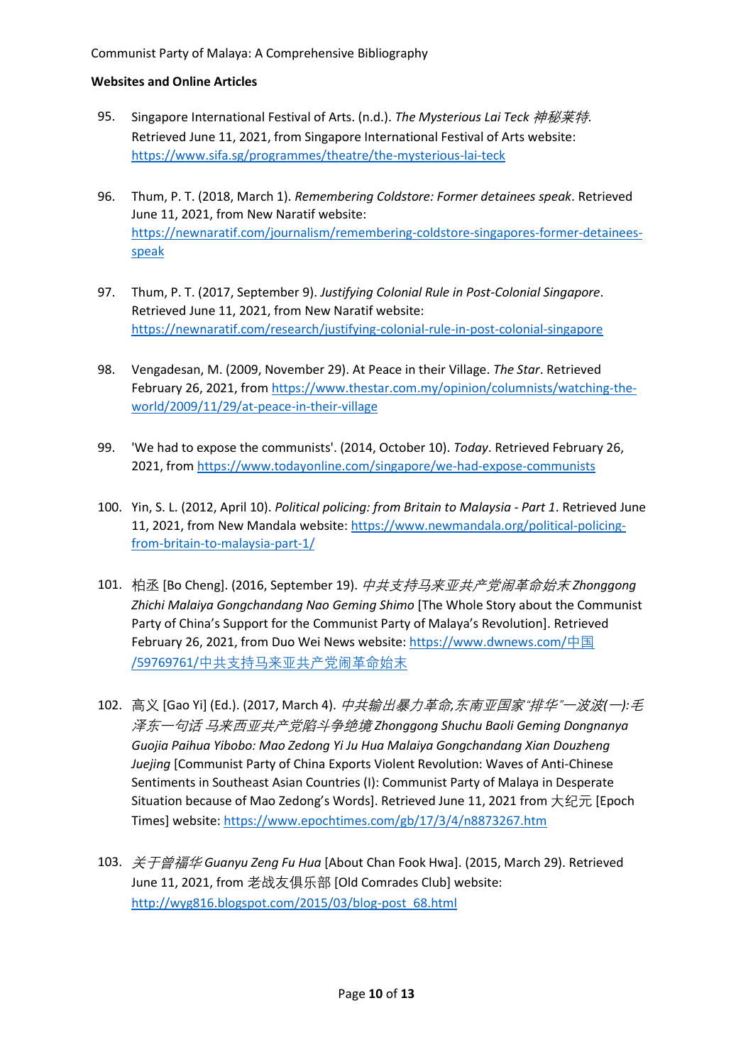**Websites and Online Articles**

95. Singapore International Festival of Arts. (n.d.). *The Mysterious Lai Teck 神秘莱特*. Retrieved June 11, 2021, from Singapore International Festival of Arts website: https://www.sifa.sg/programmes/theatre/the-mysterious-lai-teck

96. Thum, P. T. (2018, March 1). *Remembering Coldstore: Former detainees speak*. Retrieved June 11, 2021, from New Naratif website: https://newnaratif.com/journalism/remembering-coldstore-singapores-former-detainees-speak

97. Thum, P. T. (2017, September 9). *Justifying Colonial Rule in Post-Colonial Singapore*. Retrieved June 11, 2021, from New Naratif website: https://newnaratif.com/research/justifying-colonial-rule-in-post-colonial-singapore

98. Vengadesan, M. (2009, November 29). At Peace in their Village. *The Star*. Retrieved February 26, 2021, from https://www.thestar.com.my/opinion/columnists/watching-the-world/2009/11/29/at-peace-in-their-village

99. 'We had to expose the communists'. (2014, October 10). *Today*. Retrieved February 26, 2021, from https://www.todayonline.com/singapore/we-had-expose-communists

100. Yin, S. L. (2012, April 10). *Political policing: from Britain to Malaysia - Part 1*. Retrieved June 11, 2021, from New Mandala website: https://www.newmandala.org/political-policing-from-britain-to-malaysia-part-1/

101. 柏丞 [Bo Cheng]. (2016, September 19). *中共支持马来亚共产党闹革命始末 Zhonggong Zhichi Malaiya Gongchandang Nao Geming Shimo* [The Whole Story about the Communist Party of China's Support for the Communist Party of Malaya's Revolution]. Retrieved February 26, 2021, from Duo Wei News website: https://www.dwnews.com/中国/59769761/中共支持马来亚共产党闹革命始末

102. 高义 [Gao Yi] (Ed.). (2017, March 4). *中共输出暴力革命,东南亚国家"排华"一波波(一):毛泽东一句话 马来西亚共产党陷斗争绝境 Zhonggong Shuchu Baoli Geming Dongnanya Guojia Paihua Yibobo: Mao Zedong Yi Ju Hua Malaiya Gongchandang Xian Douzheng Juejing* [Communist Party of China Exports Violent Revolution: Waves of Anti-Chinese Sentiments in Southeast Asian Countries (I): Communist Party of Malaya in Desperate Situation because of Mao Zedong's Words]. Retrieved June 11, 2021 from 大纪元 [Epoch Times] website: https://www.epochtimes.com/gb/17/3/4/n8873267.htm

103. *关于曾福华 Guanyu Zeng Fu Hua* [About Chan Fook Hwa]. (2015, March 29). Retrieved June 11, 2021, from 老战友俱乐部 [Old Comrades Club] website: http://wyg816.blogspot.com/2015/03/blog-post_68.html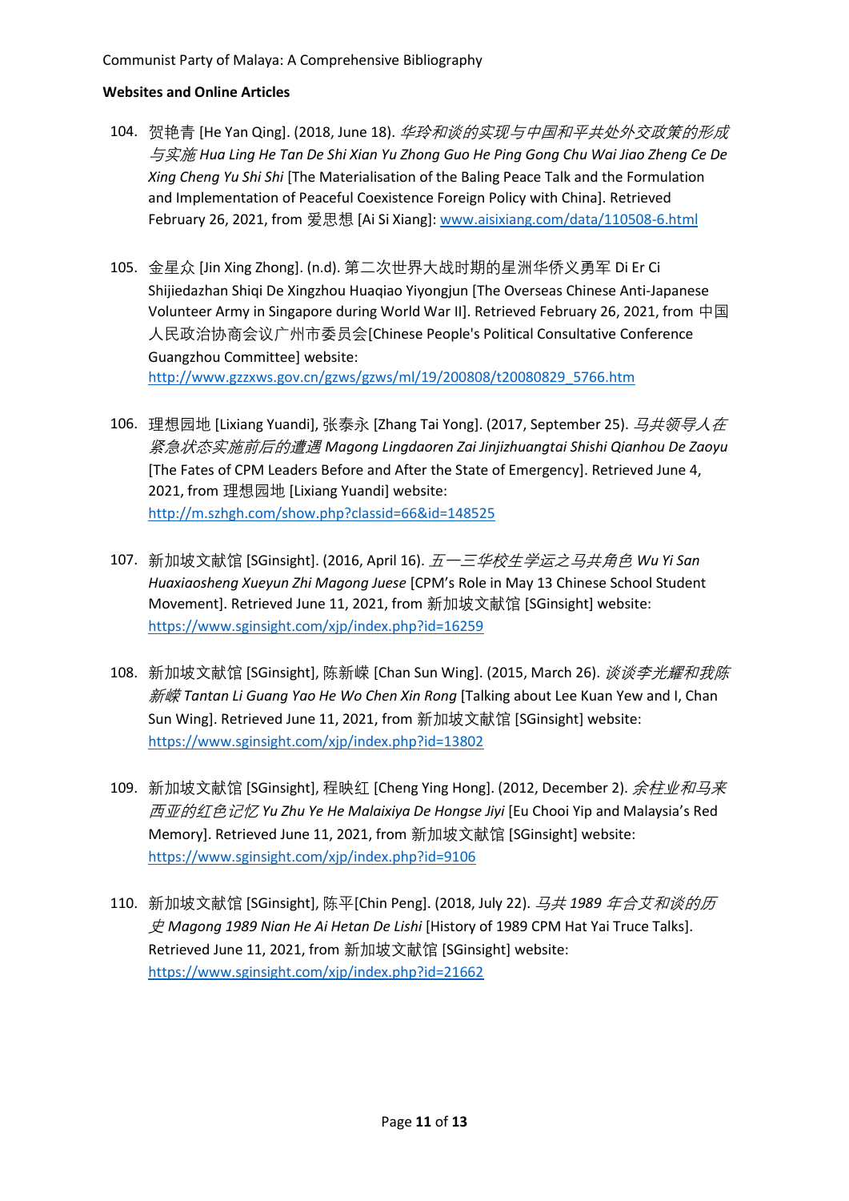**Websites and Online Articles**

104. 贺艳青 [He Yan Qing]. (2018, June 18). *华玲和谈的实现与中国和平共处外交政策的形成与实施 Hua Ling He Tan De Shi Xian Yu Zhong Guo He Ping Gong Chu Wai Jiao Zheng Ce De Xing Cheng Yu Shi Shi* [The Materialisation of the Baling Peace Talk and the Formulation and Implementation of Peaceful Coexistence Foreign Policy with China]. Retrieved February 26, 2021, from 爱思想 [Ai Si Xiang]: www.aisixiang.com/data/110508-6.html

105. 金星众 [Jin Xing Zhong]. (n.d). 第二次世界大战时期的星洲华侨义勇军 Di Er Ci Shijiedazhan Shiqi De Xingzhou Huaqiao Yiyongjun [The Overseas Chinese Anti-Japanese Volunteer Army in Singapore during World War II]. Retrieved February 26, 2021, from 中国人民政治协商会议广州市委员会[Chinese People's Political Consultative Conference Guangzhou Committee] website: http://www.gzzxws.gov.cn/gzws/gzws/ml/19/200808/t20080829_5766.htm

106. 理想园地 [Lixiang Yuandi], 张泰永 [Zhang Tai Yong]. (2017, September 25). *马共领导人在紧急状态实施前后的遭遇 Magong Lingdaoren Zai Jinjizhuangtai Shishi Qianhou De Zaoyu* [The Fates of CPM Leaders Before and After the State of Emergency]. Retrieved June 4, 2021, from 理想园地 [Lixiang Yuandi] website: http://m.szhgh.com/show.php?classid=66&id=148525

107. 新加坡文献馆 [SGinsight]. (2016, April 16). *五一三华校生学运之马共角色 Wu Yi San Huaxiaosheng Xueyun Zhi Magong Juese* [CPM's Role in May 13 Chinese School Student Movement]. Retrieved June 11, 2021, from 新加坡文献馆 [SGinsight] website: https://www.sginsight.com/xjp/index.php?id=16259

108. 新加坡文献馆 [SGinsight], 陈新嵘 [Chan Sun Wing]. (2015, March 26). *谈谈李光耀和我陈新嵘 Tantan Li Guang Yao He Wo Chen Xin Rong* [Talking about Lee Kuan Yew and I, Chan Sun Wing]. Retrieved June 11, 2021, from 新加坡文献馆 [SGinsight] website: https://www.sginsight.com/xjp/index.php?id=13802

109. 新加坡文献馆 [SGinsight], 程映红 [Cheng Ying Hong]. (2012, December 2). *余柱业和马来西亚的红色记忆 Yu Zhu Ye He Malaixiya De Hongse Jiyi* [Eu Chooi Yip and Malaysia's Red Memory]. Retrieved June 11, 2021, from 新加坡文献馆 [SGinsight] website: https://www.sginsight.com/xjp/index.php?id=9106

110. 新加坡文献馆 [SGinsight], 陈平[Chin Peng]. (2018, July 22). *马共 1989 年合艾和谈的历史 Magong 1989 Nian He Ai Hetan De Lishi* [History of 1989 CPM Hat Yai Truce Talks]. Retrieved June 11, 2021, from 新加坡文献馆 [SGinsight] website: https://www.sginsight.com/xjp/index.php?id=21662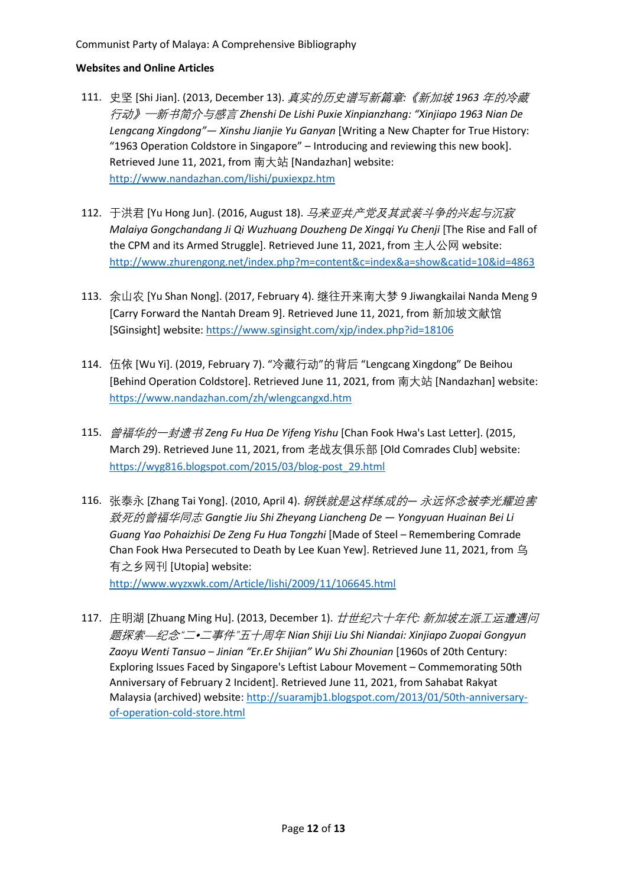**Websites and Online Articles**

111. 史坚 [Shi Jian]. (2013, December 13). *真实的历史谱写新篇章:《新加坡 1963 年的冷藏行动》—新书简介与感言 Zhenshi De Lishi Puxie Xinpianzhang: "Xinjiapo 1963 Nian De Lengcang Xingdong"— Xinshu Jianjie Yu Ganyan* [Writing a New Chapter for True History: "1963 Operation Coldstore in Singapore" – Introducing and reviewing this new book]. Retrieved June 11, 2021, from 南大站 [Nandazhan] website: http://www.nandazhan.com/lishi/puxiexpz.htm

112. 于洪君 [Yu Hong Jun]. (2016, August 18). *马来亚共产党及其武装斗争的兴起与沉寂 Malaiya Gongchandang Ji Qi Wuzhuang Douzheng De Xingqi Yu Chenji* [The Rise and Fall of the CPM and its Armed Struggle]. Retrieved June 11, 2021, from 主人公网 website: http://www.zhurengong.net/index.php?m=content&c=index&a=show&catid=10&id=4863

113. 余山农 [Yu Shan Nong]. (2017, February 4). 继往开来南大梦 9 Jiwangkailai Nanda Meng 9 [Carry Forward the Nantah Dream 9]. Retrieved June 11, 2021, from 新加坡文献馆 [SGinsight] website: https://www.sginsight.com/xjp/index.php?id=18106

114. 伍依 [Wu Yi]. (2019, February 7). "冷藏行动"的背后 "Lengcang Xingdong" De Beihou [Behind Operation Coldstore]. Retrieved June 11, 2021, from 南大站 [Nandazhan] website: https://www.nandazhan.com/zh/wlengcangxd.htm

115. *曾福华的一封遗书 Zeng Fu Hua De Yifeng Yishu* [Chan Fook Hwa's Last Letter]. (2015, March 29). Retrieved June 11, 2021, from 老战友俱乐部 [Old Comrades Club] website: https://wyg816.blogspot.com/2015/03/blog-post_29.html

116. 张泰永 [Zhang Tai Yong]. (2010, April 4). *钢铁就是这样练成的— 永远怀念被李光耀迫害致死的曾福华同志 Gangtie Jiu Shi Zheyang Liancheng De — Yongyuan Huainan Bei Li Guang Yao Pohaizhisi De Zeng Fu Hua Tongzhi* [Made of Steel – Remembering Comrade Chan Fook Hwa Persecuted to Death by Lee Kuan Yew]. Retrieved June 11, 2021, from 乌有之乡网刊 [Utopia] website: http://www.wyzxwk.com/Article/lishi/2009/11/106645.html

117. 庄明湖 [Zhuang Ming Hu]. (2013, December 1). *廿世纪六十年代: 新加坡左派工运遭遇问题探索—纪念"二•二事件"五十周年 Nian Shiji Liu Shi Niandai: Xinjiapo Zuopai Gongyun Zaoyu Wenti Tansuo – Jinian "Er.Er Shijian" Wu Shi Zhounian* [1960s of 20th Century: Exploring Issues Faced by Singapore's Leftist Labour Movement – Commemorating 50th Anniversary of February 2 Incident]. Retrieved June 11, 2021, from Sahabat Rakyat Malaysia (archived) website: http://suaramjb1.blogspot.com/2013/01/50th-anniversary-of-operation-cold-store.html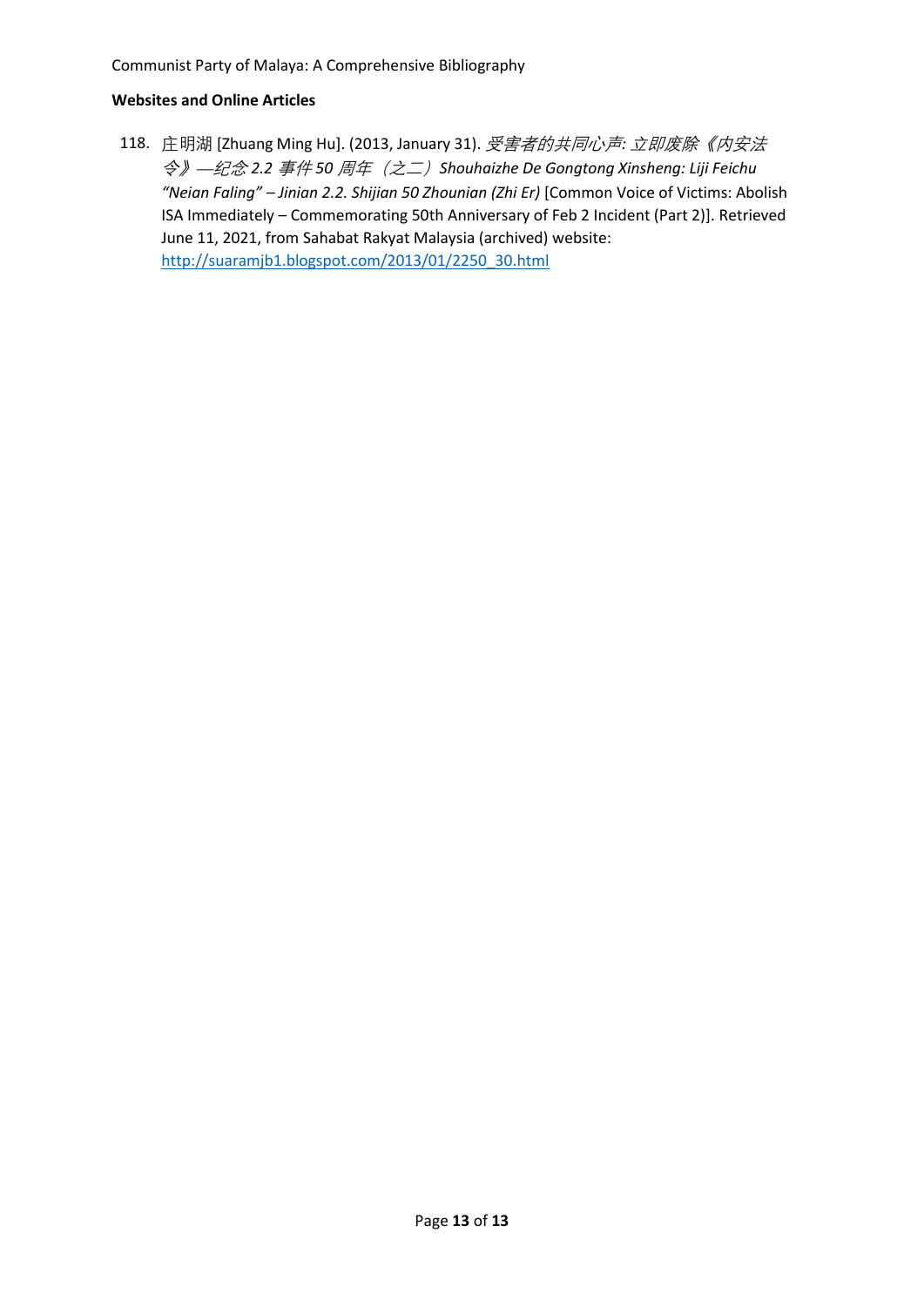**Websites and Online Articles**

118. 庄明湖 [Zhuang Ming Hu]. (2013, January 31). *受害者的共同心声: 立即废除《内安法令》—纪念 2.2 事件 50 周年（之二）Shouhaizhe De Gongtong Xinsheng: Liji Feichu "Neian Faling" – Jinian 2.2. Shijian 50 Zhounian (Zhi Er)* [Common Voice of Victims: Abolish ISA Immediately – Commemorating 50th Anniversary of Feb 2 Incident (Part 2)]. Retrieved June 11, 2021, from Sahabat Rakyat Malaysia (archived) website: http://suaramjb1.blogspot.com/2013/01/2250_30.html